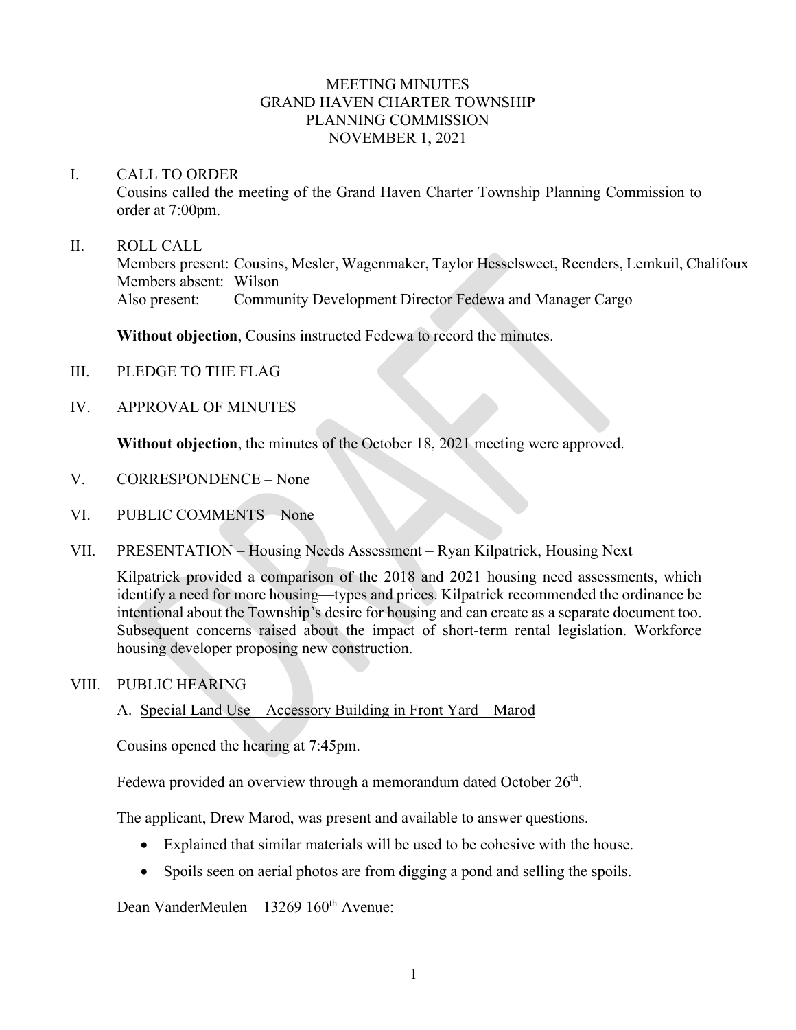# MEETING MINUTES
## GRAND HAVEN CHARTER TOWNSHIP
## PLANNING COMMISSION
## NOVEMBER 1, 2021

I. CALL TO ORDER

Cousins called the meeting of the Grand Haven Charter Township Planning Commission to order at 7:00pm.

II. ROLL CALL

Members present: Cousins, Mesler, Wagenmaker, Taylor Hesselsweet, Reenders, Lemkuil, Chalifoux
Members absent: Wilson
Also present: Community Development Director Fedewa and Manager Cargo

**Without objection**, Cousins instructed Fedewa to record the minutes.

III. PLEDGE TO THE FLAG

IV. APPROVAL OF MINUTES

**Without objection**, the minutes of the October 18, 2021 meeting were approved.

V. CORRESPONDENCE – None

VI. PUBLIC COMMENTS – None

VII. PRESENTATION – Housing Needs Assessment – Ryan Kilpatrick, Housing Next

Kilpatrick provided a comparison of the 2018 and 2021 housing need assessments, which identify a need for more housing—types and prices. Kilpatrick recommended the ordinance be intentional about the Township's desire for housing and can create as a separate document too. Subsequent concerns raised about the impact of short-term rental legislation. Workforce housing developer proposing new construction.

VIII. PUBLIC HEARING

A. Special Land Use – Accessory Building in Front Yard – Marod

Cousins opened the hearing at 7:45pm.

Fedewa provided an overview through a memorandum dated October 26th.

The applicant, Drew Marod, was present and available to answer questions.

- Explained that similar materials will be used to be cohesive with the house.
- Spoils seen on aerial photos are from digging a pond and selling the spoils.

Dean VanderMeulen – 13269 160th Avenue: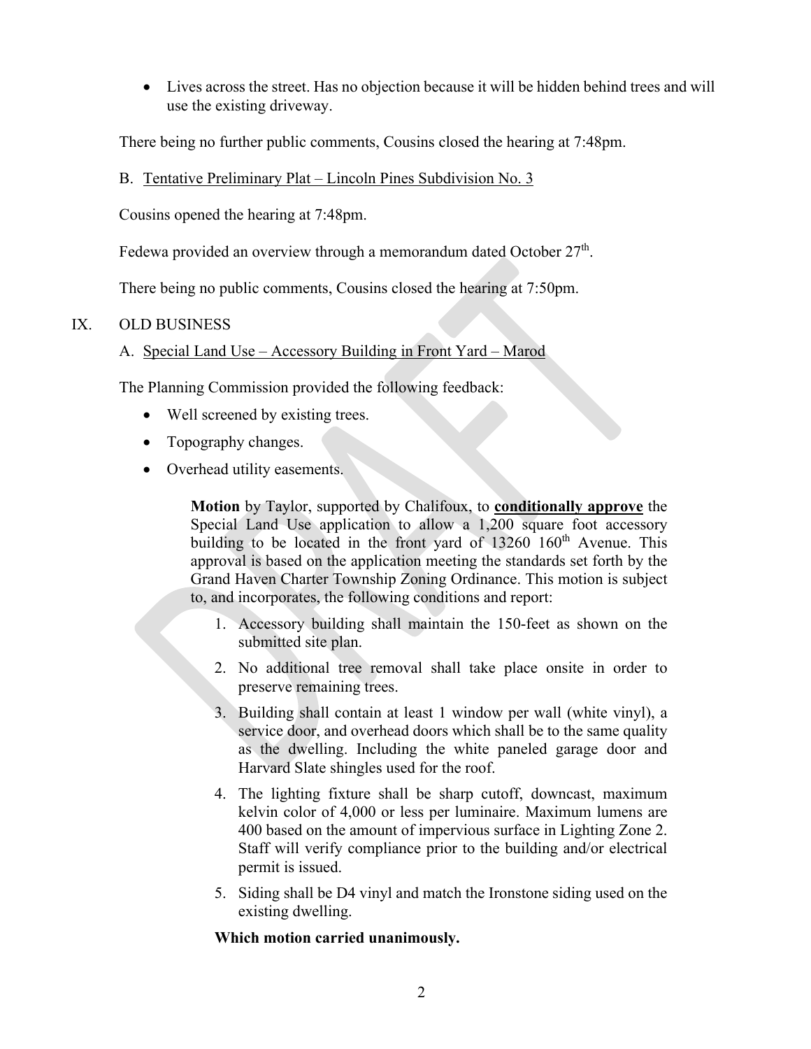- Lives across the street. Has no objection because it will be hidden behind trees and will use the existing driveway.

There being no further public comments, Cousins closed the hearing at 7:48pm.

B. Tentative Preliminary Plat – Lincoln Pines Subdivision No. 3

Cousins opened the hearing at 7:48pm.

Fedewa provided an overview through a memorandum dated October 27th.

There being no public comments, Cousins closed the hearing at 7:50pm.

IX. OLD BUSINESS

A. Special Land Use – Accessory Building in Front Yard – Marod

The Planning Commission provided the following feedback:

- Well screened by existing trees.
- Topography changes.
- Overhead utility easements.

> **Motion** by Taylor, supported by Chalifoux, to **conditionally approve** the Special Land Use application to allow a 1,200 square foot accessory building to be located in the front yard of 13260 160th Avenue. This approval is based on the application meeting the standards set forth by the Grand Haven Charter Township Zoning Ordinance. This motion is subject to, and incorporates, the following conditions and report:
>
> 1. Accessory building shall maintain the 150-feet as shown on the submitted site plan.
> 2. No additional tree removal shall take place onsite in order to preserve remaining trees.
> 3. Building shall contain at least 1 window per wall (white vinyl), a service door, and overhead doors which shall be to the same quality as the dwelling. Including the white paneled garage door and Harvard Slate shingles used for the roof.
> 4. The lighting fixture shall be sharp cutoff, downcast, maximum kelvin color of 4,000 or less per luminaire. Maximum lumens are 400 based on the amount of impervious surface in Lighting Zone 2. Staff will verify compliance prior to the building and/or electrical permit is issued.
> 5. Siding shall be D4 vinyl and match the Ironstone siding used on the existing dwelling.
>
> **Which motion carried unanimously.**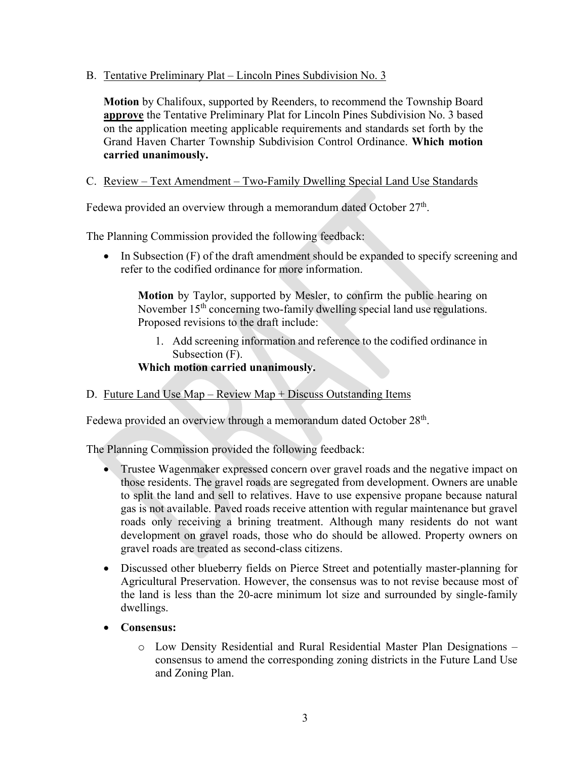B. Tentative Preliminary Plat – Lincoln Pines Subdivision No. 3

**Motion** by Chalifoux, supported by Reenders, to recommend the Township Board **approve** the Tentative Preliminary Plat for Lincoln Pines Subdivision No. 3 based on the application meeting applicable requirements and standards set forth by the Grand Haven Charter Township Subdivision Control Ordinance. **Which motion carried unanimously.**

C. Review – Text Amendment – Two-Family Dwelling Special Land Use Standards

Fedewa provided an overview through a memorandum dated October 27th.

The Planning Commission provided the following feedback:

- In Subsection (F) of the draft amendment should be expanded to specify screening and refer to the codified ordinance for more information.

  **Motion** by Taylor, supported by Mesler, to confirm the public hearing on November 15th concerning two-family dwelling special land use regulations. Proposed revisions to the draft include:

  1. Add screening information and reference to the codified ordinance in Subsection (F).

  **Which motion carried unanimously.**

D. Future Land Use Map – Review Map + Discuss Outstanding Items

Fedewa provided an overview through a memorandum dated October 28th.

The Planning Commission provided the following feedback:

- Trustee Wagenmaker expressed concern over gravel roads and the negative impact on those residents. The gravel roads are segregated from development. Owners are unable to split the land and sell to relatives. Have to use expensive propane because natural gas is not available. Paved roads receive attention with regular maintenance but gravel roads only receiving a brining treatment. Although many residents do not want development on gravel roads, those who do should be allowed. Property owners on gravel roads are treated as second-class citizens.
- Discussed other blueberry fields on Pierce Street and potentially master-planning for Agricultural Preservation. However, the consensus was to not revise because most of the land is less than the 20-acre minimum lot size and surrounded by single-family dwellings.
- **Consensus:**
  - Low Density Residential and Rural Residential Master Plan Designations – consensus to amend the corresponding zoning districts in the Future Land Use and Zoning Plan.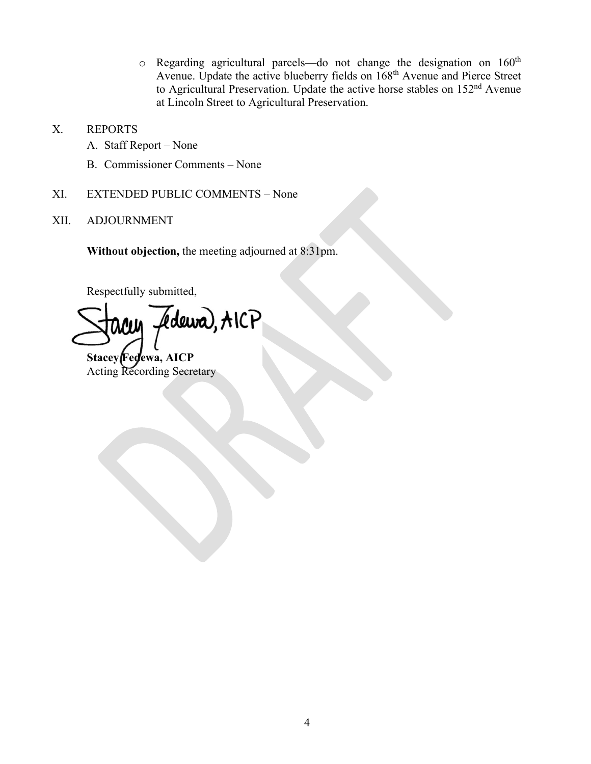- Regarding agricultural parcels—do not change the designation on 160th Avenue. Update the active blueberry fields on 168th Avenue and Pierce Street to Agricultural Preservation. Update the active horse stables on 152nd Avenue at Lincoln Street to Agricultural Preservation.

X. REPORTS

A. Staff Report – None

B. Commissioner Comments – None

XI. EXTENDED PUBLIC COMMENTS – None

XII. ADJOURNMENT

**Without objection,** the meeting adjourned at 8:31pm.

Respectfully submitted,

**Stacey Fedewa, AICP**
Acting Recording Secretary